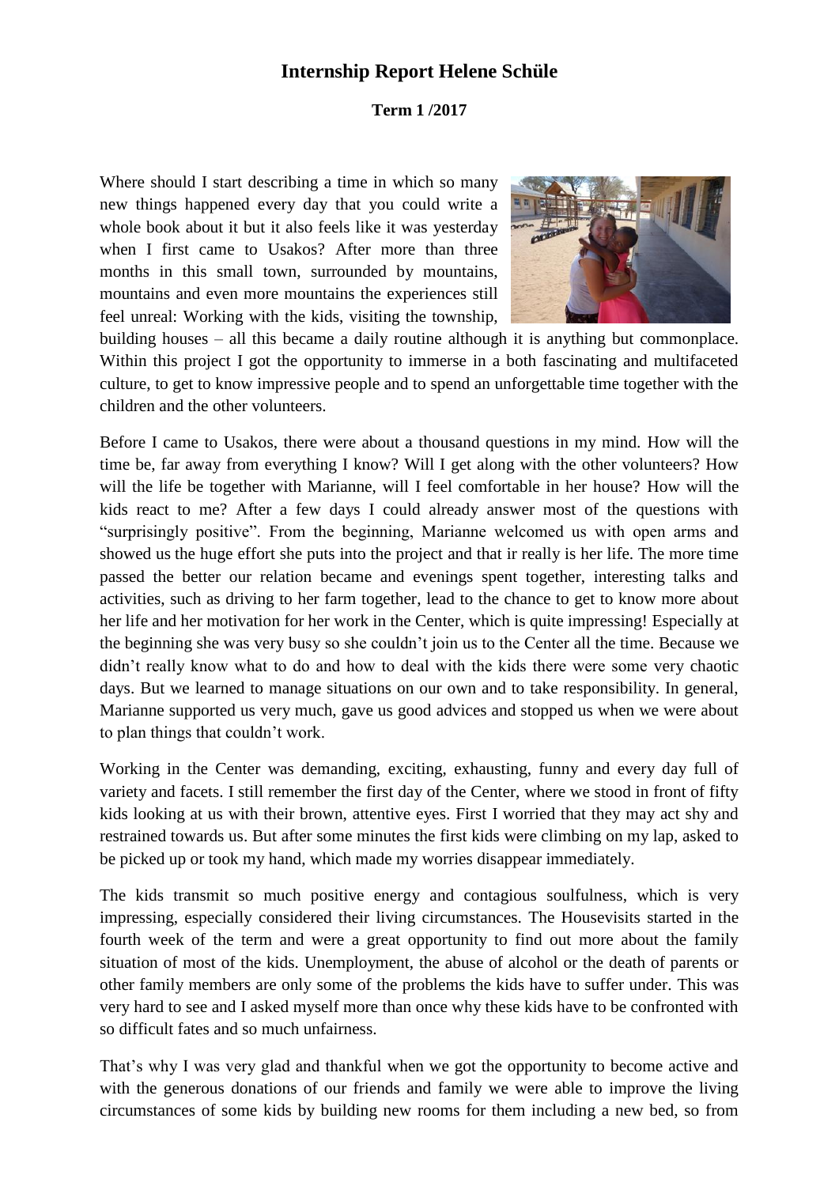# Internship Report Helene Schüle

**Term 1 /2017**

Where should I start describing a time in which so many new things happened every day that you could write a whole book about it but it also feels like it was yesterday when I first came to Usakos? After more than three months in this small town, surrounded by mountains, mountains and even more mountains the experiences still feel unreal: Working with the kids, visiting the township, building houses – all this became a daily routine although it is anything but commonplace. Within this project I got the opportunity to immerse in a both fascinating and multifaceted culture, to get to know impressive people and to spend an unforgettable time together with the children and the other volunteers.

Before I came to Usakos, there were about a thousand questions in my mind. How will the time be, far away from everything I know? Will I get along with the other volunteers? How will the life be together with Marianne, will I feel comfortable in her house? How will the kids react to me? After a few days I could already answer most of the questions with "surprisingly positive". From the beginning, Marianne welcomed us with open arms and showed us the huge effort she puts into the project and that ir really is her life. The more time passed the better our relation became and evenings spent together, interesting talks and activities, such as driving to her farm together, lead to the chance to get to know more about her life and her motivation for her work in the Center, which is quite impressing! Especially at the beginning she was very busy so she couldn't join us to the Center all the time. Because we didn't really know what to do and how to deal with the kids there were some very chaotic days. But we learned to manage situations on our own and to take responsibility. In general, Marianne supported us very much, gave us good advices and stopped us when we were about to plan things that couldn't work.

Working in the Center was demanding, exciting, exhausting, funny and every day full of variety and facets. I still remember the first day of the Center, where we stood in front of fifty kids looking at us with their brown, attentive eyes. First I worried that they may act shy and restrained towards us. But after some minutes the first kids were climbing on my lap, asked to be picked up or took my hand, which made my worries disappear immediately.

The kids transmit so much positive energy and contagious soulfulness, which is very impressing, especially considered their living circumstances. The Housevisits started in the fourth week of the term and were a great opportunity to find out more about the family situation of most of the kids. Unemployment, the abuse of alcohol or the death of parents or other family members are only some of the problems the kids have to suffer under. This was very hard to see and I asked myself more than once why these kids have to be confronted with so difficult fates and so much unfairness.

That's why I was very glad and thankful when we got the opportunity to become active and with the generous donations of our friends and family we were able to improve the living circumstances of some kids by building new rooms for them including a new bed, so from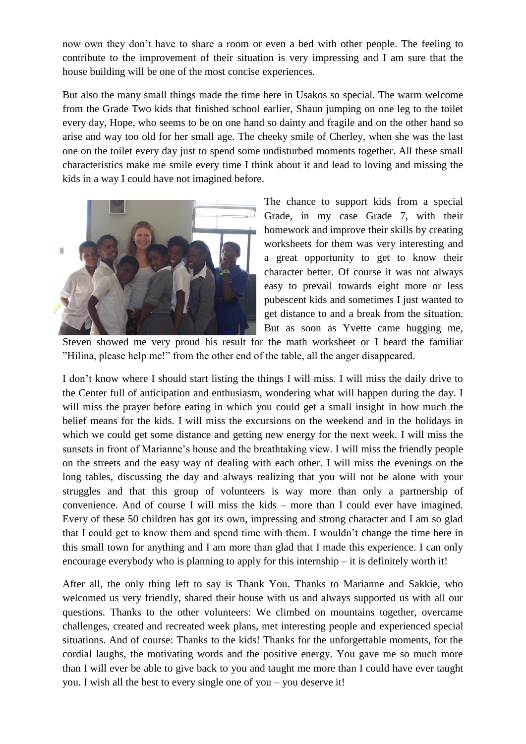now own they don't have to share a room or even a bed with other people. The feeling to contribute to the improvement of their situation is very impressing and I am sure that the house building will be one of the most concise experiences.

But also the many small things made the time here in Usakos so special. The warm welcome from the Grade Two kids that finished school earlier, Shaun jumping on one leg to the toilet every day, Hope, who seems to be on one hand so dainty and fragile and on the other hand so arise and way too old for her small age. The cheeky smile of Cherley, when she was the last one on the toilet every day just to spend some undisturbed moments together. All these small characteristics make me smile every time I think about it and lead to loving and missing the kids in a way I could have not imagined before.

The chance to support kids from a special Grade, in my case Grade 7, with their homework and improve their skills by creating worksheets for them was very interesting and a great opportunity to get to know their character better. Of course it was not always easy to prevail towards eight more or less pubescent kids and sometimes I just wanted to get distance to and a break from the situation. But as soon as Yvette came hugging me, Steven showed me very proud his result for the math worksheet or I heard the familiar "Hilina, please help me!" from the other end of the table, all the anger disappeared.

I don't know where I should start listing the things I will miss. I will miss the daily drive to the Center full of anticipation and enthusiasm, wondering what will happen during the day. I will miss the prayer before eating in which you could get a small insight in how much the belief means for the kids. I will miss the excursions on the weekend and in the holidays in which we could get some distance and getting new energy for the next week. I will miss the sunsets in front of Marianne's house and the breathtaking view. I will miss the friendly people on the streets and the easy way of dealing with each other. I will miss the evenings on the long tables, discussing the day and always realizing that you will not be alone with your struggles and that this group of volunteers is way more than only a partnership of convenience. And of course I will miss the kids – more than I could ever have imagined. Every of these 50 children has got its own, impressing and strong character and I am so glad that I could get to know them and spend time with them. I wouldn't change the time here in this small town for anything and I am more than glad that I made this experience. I can only encourage everybody who is planning to apply for this internship – it is definitely worth it!

After all, the only thing left to say is Thank You. Thanks to Marianne and Sakkie, who welcomed us very friendly, shared their house with us and always supported us with all our questions. Thanks to the other volunteers: We climbed on mountains together, overcame challenges, created and recreated week plans, met interesting people and experienced special situations. And of course: Thanks to the kids! Thanks for the unforgettable moments, for the cordial laughs, the motivating words and the positive energy. You gave me so much more than I will ever be able to give back to you and taught me more than I could have ever taught you. I wish all the best to every single one of you – you deserve it!